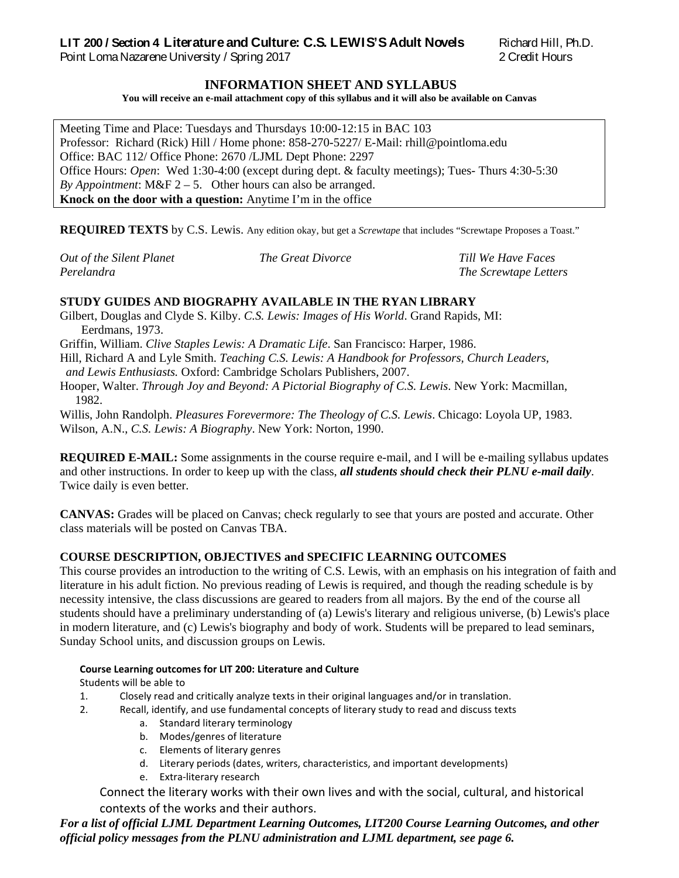**LIT 200 / Section 4 Literature and Culture: C.S. LEWIS'S Adult Novels** Richard Hill, Ph.D.
Point Loma Nazarene University / Spring 2017 2 Credit Hours

## INFORMATION SHEET AND SYLLABUS

**You will receive an e-mail attachment copy of this syllabus and it will also be available on Canvas**

Meeting Time and Place: Tuesdays and Thursdays 10:00-12:15 in BAC 103
Professor: Richard (Rick) Hill / Home phone: 858-270-5227/ E-Mail: rhill@pointloma.edu
Office: BAC 112/ Office Phone: 2670 /LJML Dept Phone: 2297
Office Hours: *Open*: Wed 1:30-4:00 (except during dept. & faculty meetings); Tues- Thurs 4:30-5:30
*By Appointment*: M&F 2 – 5. Other hours can also be arranged.
**Knock on the door with a question:** Anytime I'm in the office

**REQUIRED TEXTS** by C.S. Lewis. Any edition okay, but get a *Screwtape* that includes "Screwtape Proposes a Toast."

*Out of the Silent Planet*
*Perelandra*
*The Great Divorce*
*Till We Have Faces*
*The Screwtape Letters*

**STUDY GUIDES AND BIOGRAPHY AVAILABLE IN THE RYAN LIBRARY**

Gilbert, Douglas and Clyde S. Kilby. *C.S. Lewis: Images of His World*. Grand Rapids, MI: Eerdmans, 1973.
Griffin, William. *Clive Staples Lewis: A Dramatic Life*. San Francisco: Harper, 1986.
Hill, Richard A and Lyle Smith. *Teaching C.S. Lewis: A Handbook for Professors, Church Leaders, and Lewis Enthusiasts.* Oxford: Cambridge Scholars Publishers, 2007.
Hooper, Walter. *Through Joy and Beyond: A Pictorial Biography of C.S. Lewis*. New York: Macmillan, 1982.
Willis, John Randolph. *Pleasures Forevermore: The Theology of C.S. Lewis*. Chicago: Loyola UP, 1983.
Wilson, A.N., *C.S. Lewis: A Biography*. New York: Norton, 1990.

**REQUIRED E-MAIL:** Some assignments in the course require e-mail, and I will be e-mailing syllabus updates and other instructions. In order to keep up with the class, ***all students should check their PLNU e-mail daily***. Twice daily is even better.

**CANVAS:** Grades will be placed on Canvas; check regularly to see that yours are posted and accurate. Other class materials will be posted on Canvas TBA.

**COURSE DESCRIPTION, OBJECTIVES and SPECIFIC LEARNING OUTCOMES**

This course provides an introduction to the writing of C.S. Lewis, with an emphasis on his integration of faith and literature in his adult fiction. No previous reading of Lewis is required, and though the reading schedule is by necessity intensive, the class discussions are geared to readers from all majors. By the end of the course all students should have a preliminary understanding of (a) Lewis's literary and religious universe, (b) Lewis's place in modern literature, and (c) Lewis's biography and body of work. Students will be prepared to lead seminars, Sunday School units, and discussion groups on Lewis.

**Course Learning outcomes for LIT 200: Literature and Culture**

Students will be able to

1. Closely read and critically analyze texts in their original languages and/or in translation.
2. Recall, identify, and use fundamental concepts of literary study to read and discuss texts
   a. Standard literary terminology
   b. Modes/genres of literature
   c. Elements of literary genres
   d. Literary periods (dates, writers, characteristics, and important developments)
   e. Extra-literary research

Connect the literary works with their own lives and with the social, cultural, and historical contexts of the works and their authors.

***For a list of official LJML Department Learning Outcomes, LIT200 Course Learning Outcomes, and other official policy messages from the PLNU administration and LJML department, see page 6.***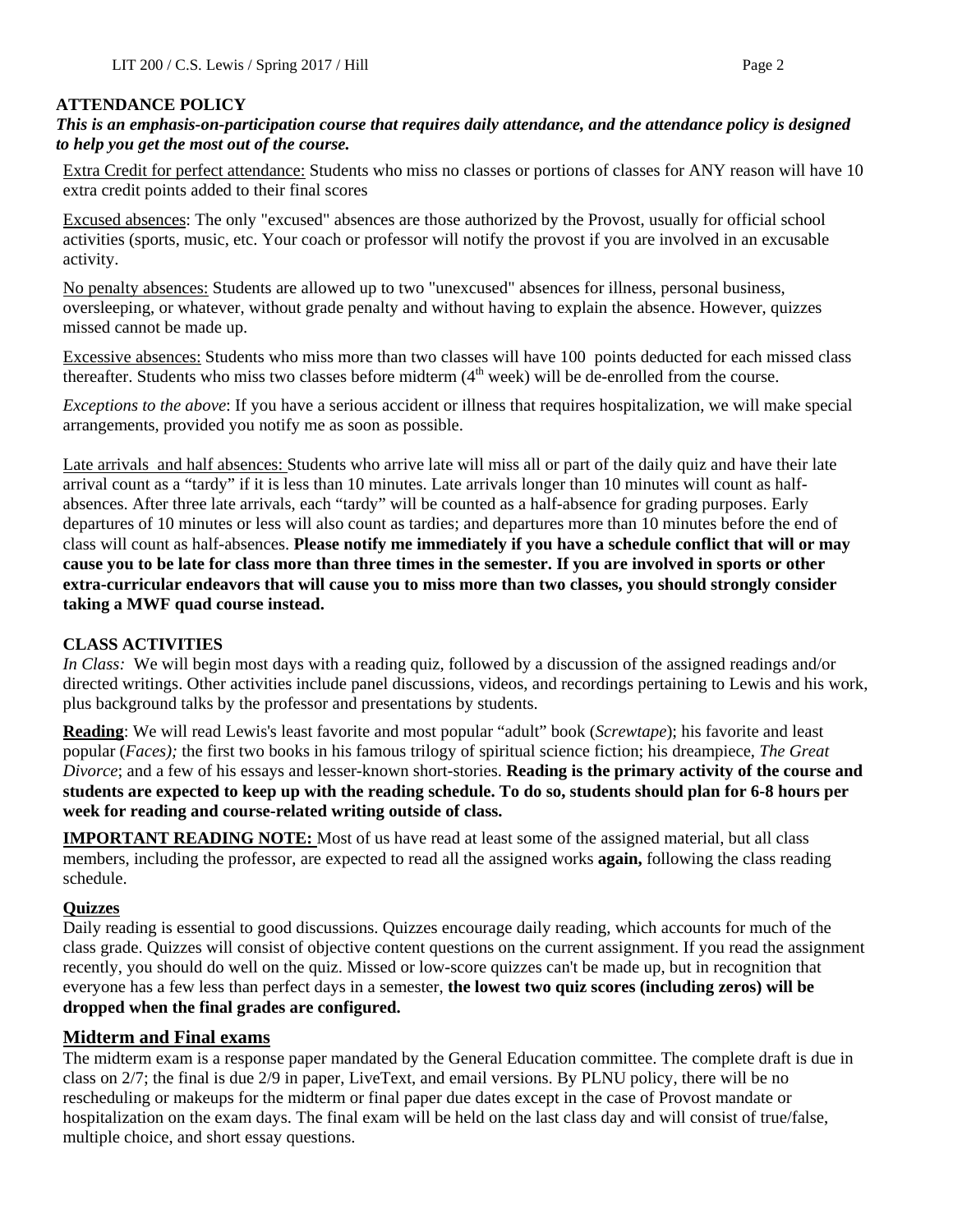## ATTENDANCE POLICY

***This is an emphasis-on-participation course that requires daily attendance, and the attendance policy is designed to help you get the most out of the course.***

Extra Credit for perfect attendance: Students who miss no classes or portions of classes for ANY reason will have 10 extra credit points added to their final scores

Excused absences: The only "excused" absences are those authorized by the Provost, usually for official school activities (sports, music, etc. Your coach or professor will notify the provost if you are involved in an excusable activity.

No penalty absences: Students are allowed up to two "unexcused" absences for illness, personal business, oversleeping, or whatever, without grade penalty and without having to explain the absence. However, quizzes missed cannot be made up.

Excessive absences: Students who miss more than two classes will have 100 points deducted for each missed class thereafter. Students who miss two classes before midterm (4th week) will be de-enrolled from the course.

*Exceptions to the above*: If you have a serious accident or illness that requires hospitalization, we will make special arrangements, provided you notify me as soon as possible.

Late arrivals and half absences: Students who arrive late will miss all or part of the daily quiz and have their late arrival count as a "tardy" if it is less than 10 minutes. Late arrivals longer than 10 minutes will count as half-absences. After three late arrivals, each "tardy" will be counted as a half-absence for grading purposes. Early departures of 10 minutes or less will also count as tardies; and departures more than 10 minutes before the end of class will count as half-absences. **Please notify me immediately if you have a schedule conflict that will or may cause you to be late for class more than three times in the semester. If you are involved in sports or other extra-curricular endeavors that will cause you to miss more than two classes, you should strongly consider taking a MWF quad course instead.**

## CLASS ACTIVITIES

*In Class:* We will begin most days with a reading quiz, followed by a discussion of the assigned readings and/or directed writings. Other activities include panel discussions, videos, and recordings pertaining to Lewis and his work, plus background talks by the professor and presentations by students.

**Reading**: We will read Lewis's least favorite and most popular "adult" book (*Screwtape*); his favorite and least popular (*Faces);* the first two books in his famous trilogy of spiritual science fiction; his dreampiece, *The Great Divorce*; and a few of his essays and lesser-known short-stories. **Reading is the primary activity of the course and students are expected to keep up with the reading schedule. To do so, students should plan for 6-8 hours per week for reading and course-related writing outside of class.**

**IMPORTANT READING NOTE:** Most of us have read at least some of the assigned material, but all class members, including the professor, are expected to read all the assigned works **again,** following the class reading schedule.

### Quizzes

Daily reading is essential to good discussions. Quizzes encourage daily reading, which accounts for much of the class grade. Quizzes will consist of objective content questions on the current assignment. If you read the assignment recently, you should do well on the quiz. Missed or low-score quizzes can't be made up, but in recognition that everyone has a few less than perfect days in a semester, **the lowest two quiz scores (including zeros) will be dropped when the final grades are configured.**

## Midterm and Final exams

The midterm exam is a response paper mandated by the General Education committee. The complete draft is due in class on 2/7; the final is due 2/9 in paper, LiveText, and email versions. By PLNU policy, there will be no rescheduling or makeups for the midterm or final paper due dates except in the case of Provost mandate or hospitalization on the exam days. The final exam will be held on the last class day and will consist of true/false, multiple choice, and short essay questions.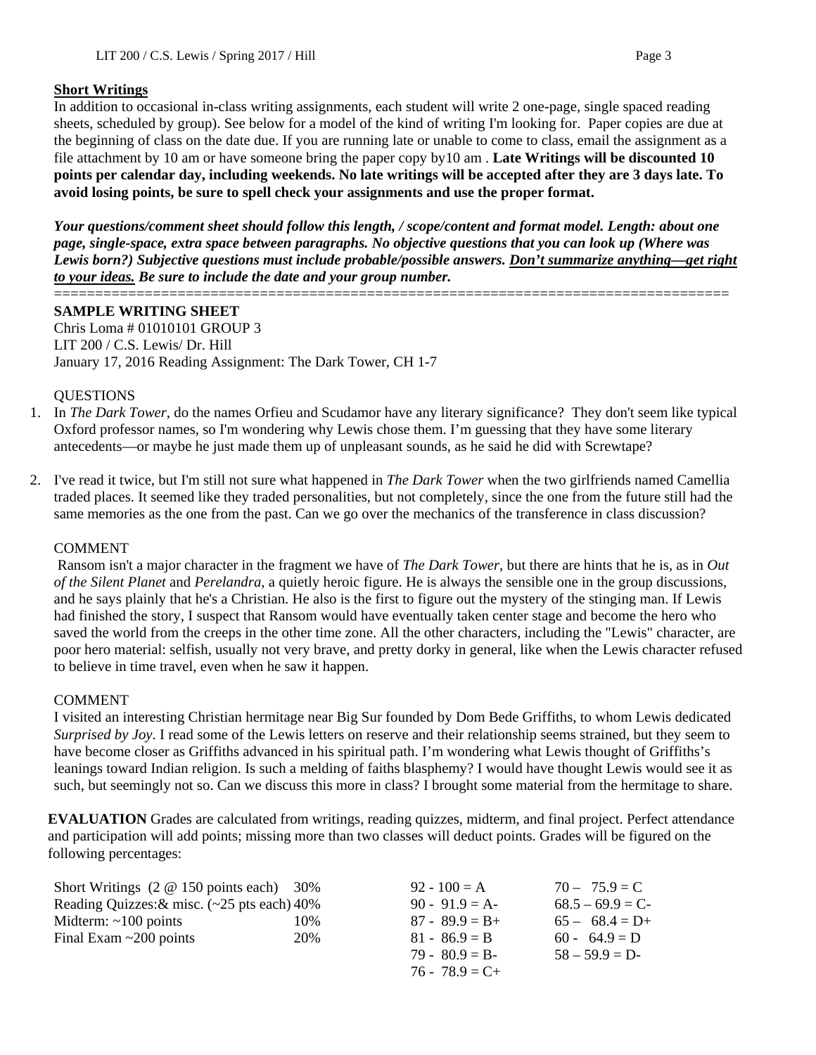**Short Writings**

In addition to occasional in-class writing assignments, each student will write 2 one-page, single spaced reading sheets, scheduled by group). See below for a model of the kind of writing I'm looking for. Paper copies are due at the beginning of class on the date due. If you are running late or unable to come to class, email the assignment as a file attachment by 10 am or have someone bring the paper copy by10 am . **Late Writings will be discounted 10 points per calendar day, including weekends. No late writings will be accepted after they are 3 days late. To avoid losing points, be sure to spell check your assignments and use the proper format.**

***Your questions/comment sheet should follow this length, / scope/content and format model. Length: about one page, single-space, extra space between paragraphs. No objective questions that you can look up (Where was Lewis born?) Subjective questions must include probable/possible answers. <u>Don't summarize anything—get right to your ideas.</u> Be sure to include the date and your group number.***

================================================================================

**SAMPLE WRITING SHEET**

Chris Loma # 01010101 GROUP 3
LIT 200 / C.S. Lewis/ Dr. Hill
January 17, 2016 Reading Assignment: The Dark Tower, CH 1-7

QUESTIONS

1. In *The Dark Tower,* do the names Orfieu and Scudamor have any literary significance? They don't seem like typical Oxford professor names, so I'm wondering why Lewis chose them. I'm guessing that they have some literary antecedents—or maybe he just made them up of unpleasant sounds, as he said he did with Screwtape?

2. I've read it twice, but I'm still not sure what happened in *The Dark Tower* when the two girlfriends named Camellia traded places. It seemed like they traded personalities, but not completely, since the one from the future still had the same memories as the one from the past. Can we go over the mechanics of the transference in class discussion?

COMMENT

Ransom isn't a major character in the fragment we have of *The Dark Tower*, but there are hints that he is, as in *Out of the Silent Planet* and *Perelandra*, a quietly heroic figure. He is always the sensible one in the group discussions, and he says plainly that he's a Christian. He also is the first to figure out the mystery of the stinging man. If Lewis had finished the story, I suspect that Ransom would have eventually taken center stage and become the hero who saved the world from the creeps in the other time zone. All the other characters, including the "Lewis" character, are poor hero material: selfish, usually not very brave, and pretty dorky in general, like when the Lewis character refused to believe in time travel, even when he saw it happen.

COMMENT

I visited an interesting Christian hermitage near Big Sur founded by Dom Bede Griffiths, to whom Lewis dedicated *Surprised by Joy*. I read some of the Lewis letters on reserve and their relationship seems strained, but they seem to have become closer as Griffiths advanced in his spiritual path. I'm wondering what Lewis thought of Griffiths's leanings toward Indian religion. Is such a melding of faiths blasphemy? I would have thought Lewis would see it as such, but seemingly not so. Can we discuss this more in class? I brought some material from the hermitage to share.

**EVALUATION** Grades are calculated from writings, reading quizzes, midterm, and final project. Perfect attendance and participation will add points; missing more than two classes will deduct points. Grades will be figured on the following percentages:

| | | | |
|---|---|---|---|
| Short Writings (2 @ 150 points each) | 30% | 92 - 100 = A | 70 – 75.9 = C |
| Reading Quizzes:& misc. (~25 pts each) | 40% | 90 - 91.9 = A- | 68.5 – 69.9 = C- |
| Midterm: ~100 points | 10% | 87 - 89.9 = B+ | 65 – 68.4 = D+ |
| Final Exam ~200 points | 20% | 81 - 86.9 = B | 60 - 64.9 = D |
| | | 79 - 80.9 = B- | 58 – 59.9 = D- |
| | | 76 - 78.9 = C+ | |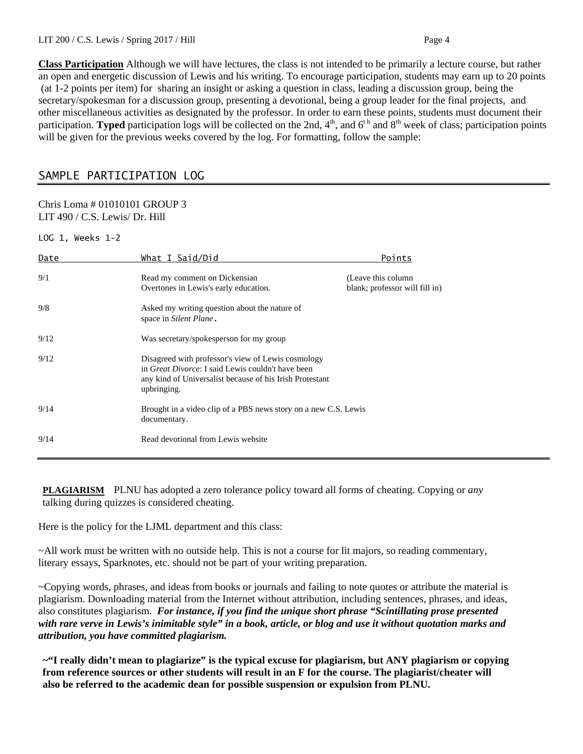**Class Participation** Although we will have lectures, the class is not intended to be primarily a lecture course, but rather an open and energetic discussion of Lewis and his writing. To encourage participation, students may earn up to 20 points (at 1-2 points per item) for sharing an insight or asking a question in class, leading a discussion group, being the secretary/spokesman for a discussion group, presenting a devotional, being a group leader for the final projects, and other miscellaneous activities as designated by the professor. In order to earn these points, students must document their participation. **Typed** participation logs will be collected on the 2nd, 4th, and 6th and 8th week of class; participation points will be given for the previous weeks covered by the log. For formatting, follow the sample:

## SAMPLE PARTICIPATION LOG

Chris Loma # 01010101 GROUP 3
LIT 490 / C.S. Lewis/ Dr. Hill

LOG 1, Weeks 1-2

| Date | What I Said/Did | Points |
|---|---|---|
| 9/1 | Read my comment on Dickensian Overtones in Lewis's early education. | (Leave this column blank; professor will fill in) |
| 9/8 | Asked my writing question about the nature of space in *Silent Plane*. | |
| 9/12 | Was secretary/spokesperson for my group | |
| 9/12 | Disagreed with professor's view of Lewis cosmology in *Great Divorce*: I said Lewis couldn't have been any kind of Universalist because of his Irish Protestant upbringing. | |
| 9/14 | Brought in a video clip of a PBS news story on a new C.S. Lewis documentary. | |
| 9/14 | Read devotional from Lewis website | |

**PLAGIARISM** PLNU has adopted a zero tolerance policy toward all forms of cheating. Copying or *any* talking during quizzes is considered cheating.

Here is the policy for the LJML department and this class:

~All work must be written with no outside help. This is not a course for lit majors, so reading commentary, literary essays, Sparknotes, etc. should not be part of your writing preparation.

~Copying words, phrases, and ideas from books or journals and failing to note quotes or attribute the material is plagiarism. Downloading material from the Internet without attribution, including sentences, phrases, and ideas, also constitutes plagiarism. ***For instance, if you find the unique short phrase "Scintillating prose presented with rare verve in Lewis's inimitable style" in a book, article, or blog and use it without quotation marks and attribution, you have committed plagiarism.***

**~"I really didn't mean to plagiarize" is the typical excuse for plagiarism, but ANY plagiarism or copying from reference sources or other students will result in an F for the course. The plagiarist/cheater will also be referred to the academic dean for possible suspension or expulsion from PLNU.**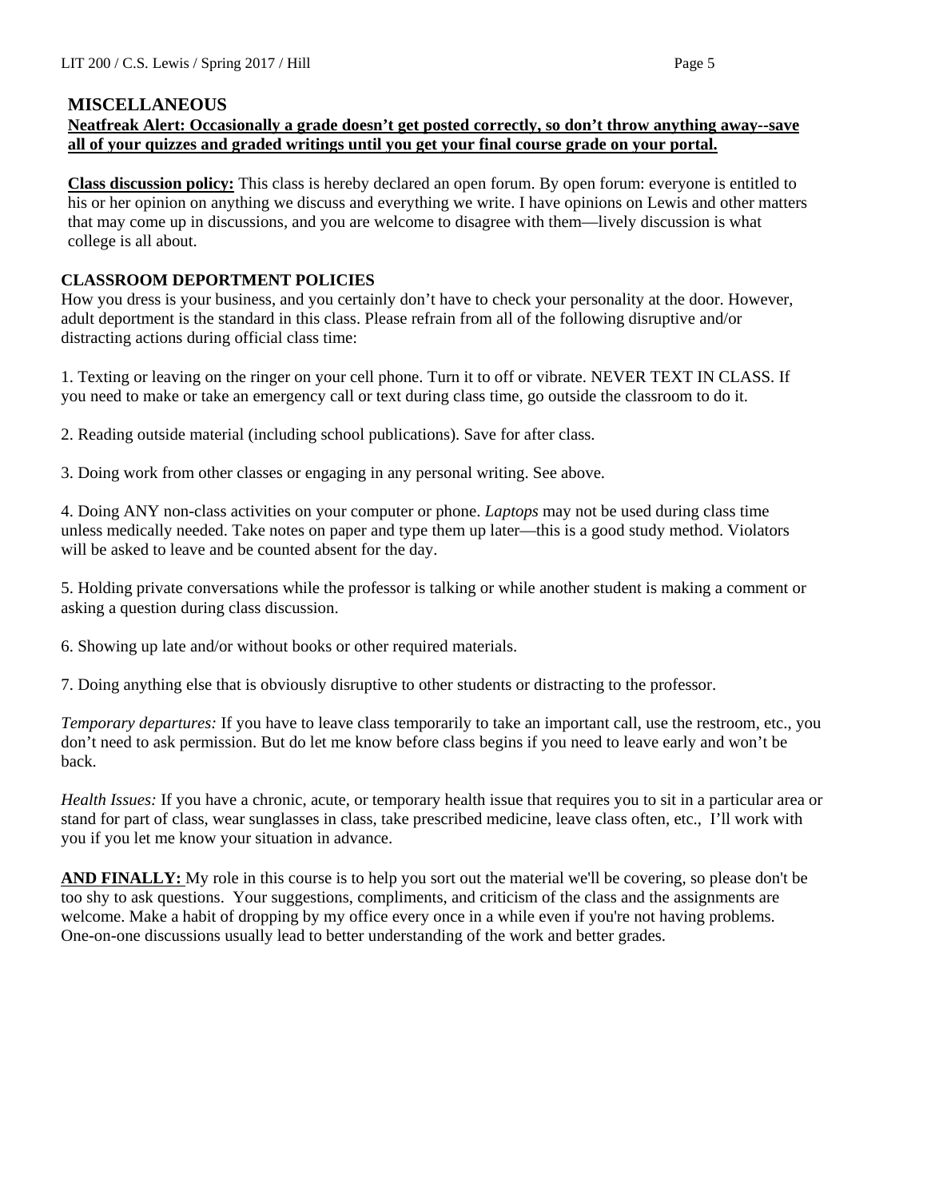## MISCELLANEOUS

**Neatfreak Alert: Occasionally a grade doesn't get posted correctly, so don't throw anything away--save all of your quizzes and graded writings until you get your final course grade on your portal.**

**Class discussion policy:** This class is hereby declared an open forum. By open forum: everyone is entitled to his or her opinion on anything we discuss and everything we write. I have opinions on Lewis and other matters that may come up in discussions, and you are welcome to disagree with them—lively discussion is what college is all about.

## CLASSROOM DEPORTMENT POLICIES

How you dress is your business, and you certainly don't have to check your personality at the door. However, adult deportment is the standard in this class. Please refrain from all of the following disruptive and/or distracting actions during official class time:

1. Texting or leaving on the ringer on your cell phone. Turn it to off or vibrate. NEVER TEXT IN CLASS. If you need to make or take an emergency call or text during class time, go outside the classroom to do it.

2. Reading outside material (including school publications). Save for after class.

3. Doing work from other classes or engaging in any personal writing. See above.

4. Doing ANY non-class activities on your computer or phone. *Laptops* may not be used during class time unless medically needed. Take notes on paper and type them up later—this is a good study method. Violators will be asked to leave and be counted absent for the day.

5. Holding private conversations while the professor is talking or while another student is making a comment or asking a question during class discussion.

6. Showing up late and/or without books or other required materials.

7. Doing anything else that is obviously disruptive to other students or distracting to the professor.

*Temporary departures:* If you have to leave class temporarily to take an important call, use the restroom, etc., you don't need to ask permission. But do let me know before class begins if you need to leave early and won't be back.

*Health Issues:* If you have a chronic, acute, or temporary health issue that requires you to sit in a particular area or stand for part of class, wear sunglasses in class, take prescribed medicine, leave class often, etc., I'll work with you if you let me know your situation in advance.

**AND FINALLY:** My role in this course is to help you sort out the material we'll be covering, so please don't be too shy to ask questions. Your suggestions, compliments, and criticism of the class and the assignments are welcome. Make a habit of dropping by my office every once in a while even if you're not having problems. One-on-one discussions usually lead to better understanding of the work and better grades.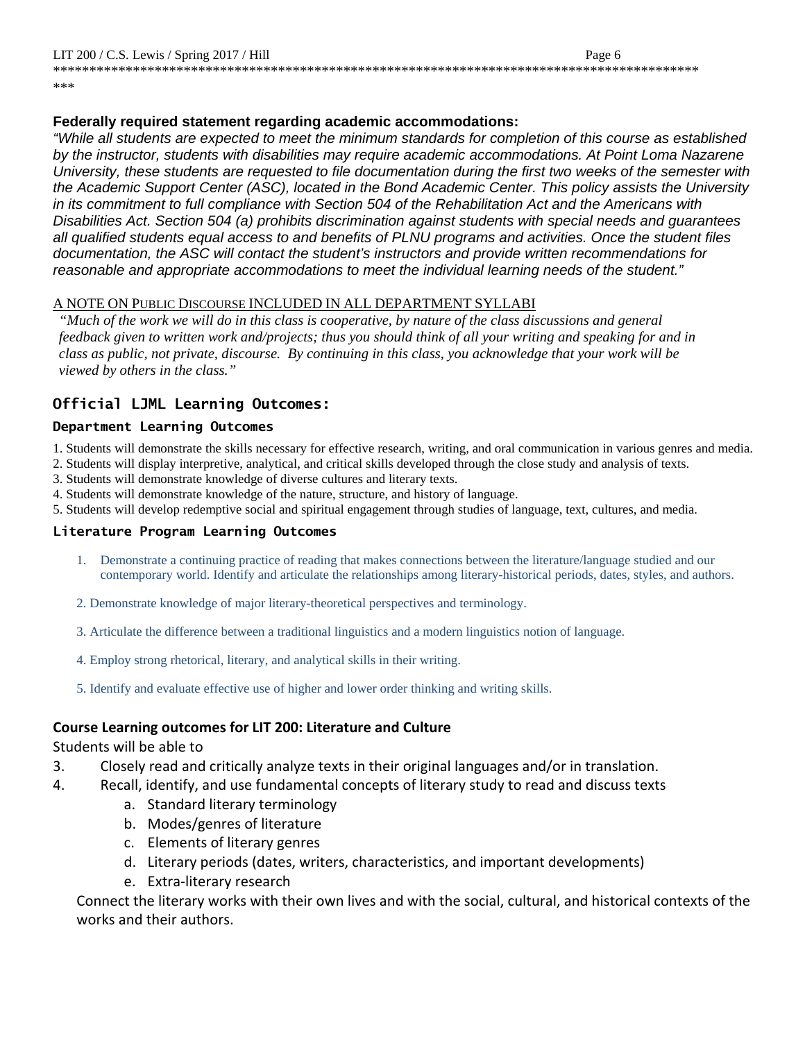**Federally required statement regarding academic accommodations:**

*"While all students are expected to meet the minimum standards for completion of this course as established by the instructor, students with disabilities may require academic accommodations. At Point Loma Nazarene University, these students are requested to file documentation during the first two weeks of the semester with the Academic Support Center (ASC), located in the Bond Academic Center. This policy assists the University in its commitment to full compliance with Section 504 of the Rehabilitation Act and the Americans with Disabilities Act. Section 504 (a) prohibits discrimination against students with special needs and guarantees all qualified students equal access to and benefits of PLNU programs and activities. Once the student files documentation, the ASC will contact the student's instructors and provide written recommendations for reasonable and appropriate accommodations to meet the individual learning needs of the student."*

A NOTE ON PUBLIC DISCOURSE INCLUDED IN ALL DEPARTMENT SYLLABI

*"Much of the work we will do in this class is cooperative, by nature of the class discussions and general feedback given to written work and/projects; thus you should think of all your writing and speaking for and in class as public, not private, discourse. By continuing in this class, you acknowledge that your work will be viewed by others in the class."*

## Official LJML Learning Outcomes:

### Department Learning Outcomes

1. Students will demonstrate the skills necessary for effective research, writing, and oral communication in various genres and media.
2. Students will display interpretive, analytical, and critical skills developed through the close study and analysis of texts.
3. Students will demonstrate knowledge of diverse cultures and literary texts.
4. Students will demonstrate knowledge of the nature, structure, and history of language.
5. Students will develop redemptive social and spiritual engagement through studies of language, text, cultures, and media.

### Literature Program Learning Outcomes

1. Demonstrate a continuing practice of reading that makes connections between the literature/language studied and our contemporary world. Identify and articulate the relationships among literary-historical periods, dates, styles, and authors.
2. Demonstrate knowledge of major literary-theoretical perspectives and terminology.
3. Articulate the difference between a traditional linguistics and a modern linguistics notion of language.
4. Employ strong rhetorical, literary, and analytical skills in their writing.
5. Identify and evaluate effective use of higher and lower order thinking and writing skills.

### Course Learning outcomes for LIT 200: Literature and Culture

Students will be able to

3. Closely read and critically analyze texts in their original languages and/or in translation.
4. Recall, identify, and use fundamental concepts of literary study to read and discuss texts
   a. Standard literary terminology
   b. Modes/genres of literature
   c. Elements of literary genres
   d. Literary periods (dates, writers, characteristics, and important developments)
   e. Extra-literary research

Connect the literary works with their own lives and with the social, cultural, and historical contexts of the works and their authors.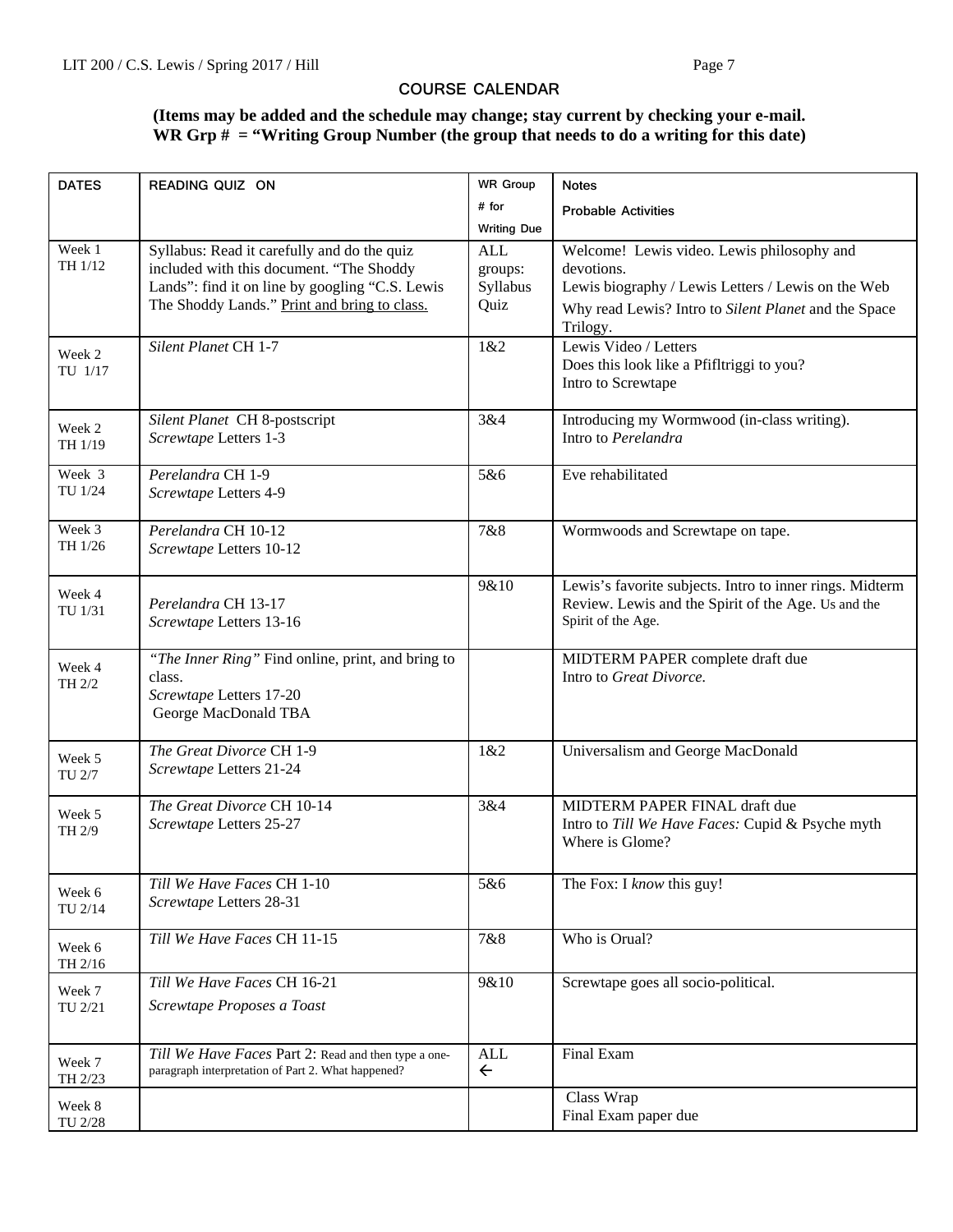## COURSE CALENDAR

**(Items may be added and the schedule may change; stay current by checking your e-mail.**
**WR Grp # = "Writing Group Number (the group that needs to do a writing for this date)**

| DATES | READING QUIZ ON | WR Group # for Writing Due | Notes Probable Activities |
|---|---|---|---|
| Week 1 TH 1/12 | Syllabus: Read it carefully and do the quiz included with this document. "The Shoddy Lands": find it on line by googling "C.S. Lewis The Shoddy Lands." Print and bring to class. | ALL groups: Syllabus Quiz | Welcome! Lewis video. Lewis philosophy and devotions. Lewis biography / Lewis Letters / Lewis on the Web Why read Lewis? Intro to *Silent Planet* and the Space Trilogy. |
| Week 2 TU 1/17 | *Silent Planet* CH 1-7 | 1&2 | Lewis Video / Letters Does this look like a Pfifltriggi to you? Intro to Screwtape |
| Week 2 TH 1/19 | *Silent Planet* CH 8-postscript *Screwtape* Letters 1-3 | 3&4 | Introducing my Wormwood (in-class writing). Intro to *Perelandra* |
| Week 3 TU 1/24 | *Perelandra* CH 1-9 *Screwtape* Letters 4-9 | 5&6 | Eve rehabilitated |
| Week 3 TH 1/26 | *Perelandra* CH 10-12 *Screwtape* Letters 10-12 | 7&8 | Wormwoods and Screwtape on tape. |
| Week 4 TU 1/31 | *Perelandra* CH 13-17 *Screwtape* Letters 13-16 | 9&10 | Lewis's favorite subjects. Intro to inner rings. Midterm Review. Lewis and the Spirit of the Age. Us and the Spirit of the Age. |
| Week 4 TH 2/2 | *"The Inner Ring"* Find online, print, and bring to class. *Screwtape* Letters 17-20 George MacDonald TBA | | MIDTERM PAPER complete draft due Intro to *Great Divorce.* |
| Week 5 TU 2/7 | *The Great Divorce* CH 1-9 *Screwtape* Letters 21-24 | 1&2 | Universalism and George MacDonald |
| Week 5 TH 2/9 | *The Great Divorce* CH 10-14 *Screwtape* Letters 25-27 | 3&4 | MIDTERM PAPER FINAL draft due Intro to *Till We Have Faces:* Cupid & Psyche myth Where is Glome? |
| Week 6 TU 2/14 | *Till We Have Faces* CH 1-10 *Screwtape* Letters 28-31 | 5&6 | The Fox: I *know* this guy! |
| Week 6 TH 2/16 | *Till We Have Faces* CH 11-15 | 7&8 | Who is Orual? |
| Week 7 TU 2/21 | *Till We Have Faces* CH 16-21 *Screwtape Proposes a Toast* | 9&10 | Screwtape goes all socio-political. |
| Week 7 TH 2/23 | *Till We Have Faces* Part 2: Read and then type a one-paragraph interpretation of Part 2. What happened? | ALL ← | Final Exam |
| Week 8 TU 2/28 | | | Class Wrap Final Exam paper due |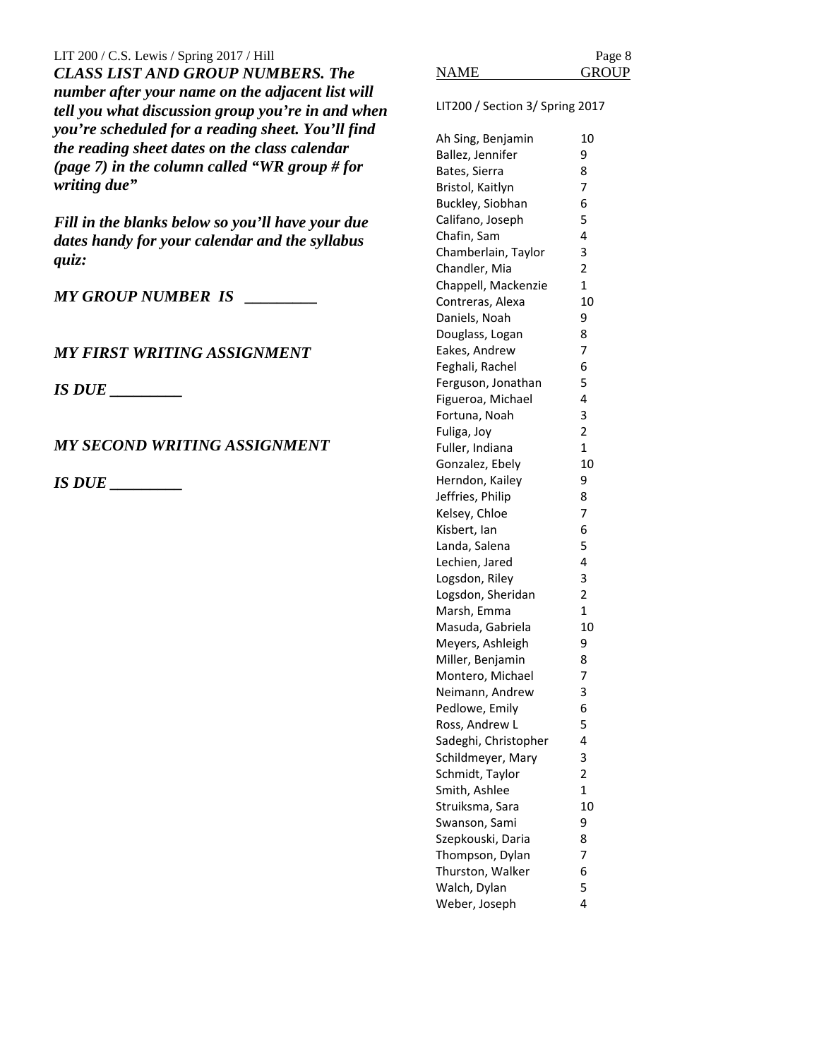***CLASS LIST AND GROUP NUMBERS. The number after your name on the adjacent list will tell you what discussion group you're in and when you're scheduled for a reading sheet. You'll find the reading sheet dates on the class calendar (page 7) in the column called "WR group # for writing due"***

***Fill in the blanks below so you'll have your due dates handy for your calendar and the syllabus quiz:***

***MY GROUP NUMBER IS _________***

***MY FIRST WRITING ASSIGNMENT***

***IS DUE _________***

***MY SECOND WRITING ASSIGNMENT***

***IS DUE _________***

LIT200 / Section 3/ Spring 2017

| NAME | GROUP |
|---|---|
| Ah Sing, Benjamin | 10 |
| Ballez, Jennifer | 9 |
| Bates, Sierra | 8 |
| Bristol, Kaitlyn | 7 |
| Buckley, Siobhan | 6 |
| Califano, Joseph | 5 |
| Chafin, Sam | 4 |
| Chamberlain, Taylor | 3 |
| Chandler, Mia | 2 |
| Chappell, Mackenzie | 1 |
| Contreras, Alexa | 10 |
| Daniels, Noah | 9 |
| Douglass, Logan | 8 |
| Eakes, Andrew | 7 |
| Feghali, Rachel | 6 |
| Ferguson, Jonathan | 5 |
| Figueroa, Michael | 4 |
| Fortuna, Noah | 3 |
| Fuliga, Joy | 2 |
| Fuller, Indiana | 1 |
| Gonzalez, Ebely | 10 |
| Herndon, Kailey | 9 |
| Jeffries, Philip | 8 |
| Kelsey, Chloe | 7 |
| Kisbert, Ian | 6 |
| Landa, Salena | 5 |
| Lechien, Jared | 4 |
| Logsdon, Riley | 3 |
| Logsdon, Sheridan | 2 |
| Marsh, Emma | 1 |
| Masuda, Gabriela | 10 |
| Meyers, Ashleigh | 9 |
| Miller, Benjamin | 8 |
| Montero, Michael | 7 |
| Neimann, Andrew | 3 |
| Pedlowe, Emily | 6 |
| Ross, Andrew L | 5 |
| Sadeghi, Christopher | 4 |
| Schildmeyer, Mary | 3 |
| Schmidt, Taylor | 2 |
| Smith, Ashlee | 1 |
| Struiksma, Sara | 10 |
| Swanson, Sami | 9 |
| Szepkouski, Daria | 8 |
| Thompson, Dylan | 7 |
| Thurston, Walker | 6 |
| Walch, Dylan | 5 |
| Weber, Joseph | 4 |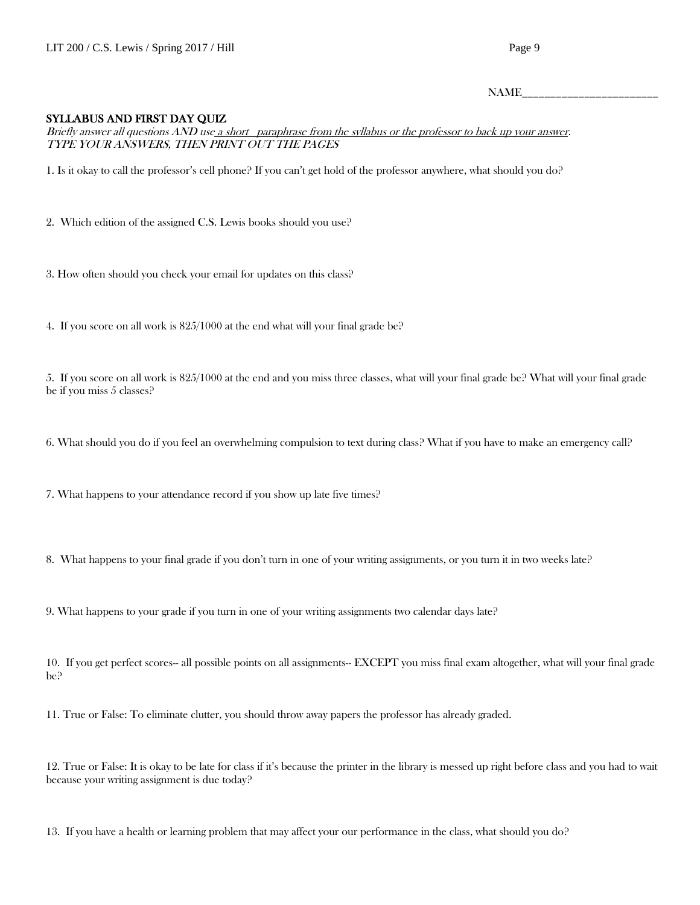NAME________________________

## SYLLABUS AND FIRST DAY QUIZ

*Briefly answer all questions AND use* *<u>a short paraphrase from the syllabus or the professor to back up your answer</u>*.
*TYPE YOUR ANSWERS, THEN PRINT OUT THE PAGES*

1. Is it okay to call the professor's cell phone? If you can't get hold of the professor anywhere, what should you do?

2. Which edition of the assigned C.S. Lewis books should you use?

3. How often should you check your email for updates on this class?

4. If you score on all work is 825/1000 at the end what will your final grade be?

5. If you score on all work is 825/1000 at the end and you miss three classes, what will your final grade be? What will your final grade be if you miss 5 classes?

6. What should you do if you feel an overwhelming compulsion to text during class? What if you have to make an emergency call?

7. What happens to your attendance record if you show up late five times?

8. What happens to your final grade if you don't turn in one of your writing assignments, or you turn it in two weeks late?

9. What happens to your grade if you turn in one of your writing assignments two calendar days late?

10. If you get perfect scores-- all possible points on all assignments-- EXCEPT you miss final exam altogether, what will your final grade be?

11. True or False: To eliminate clutter, you should throw away papers the professor has already graded.

12. True or False: It is okay to be late for class if it's because the printer in the library is messed up right before class and you had to wait because your writing assignment is due today?

13. If you have a health or learning problem that may affect your our performance in the class, what should you do?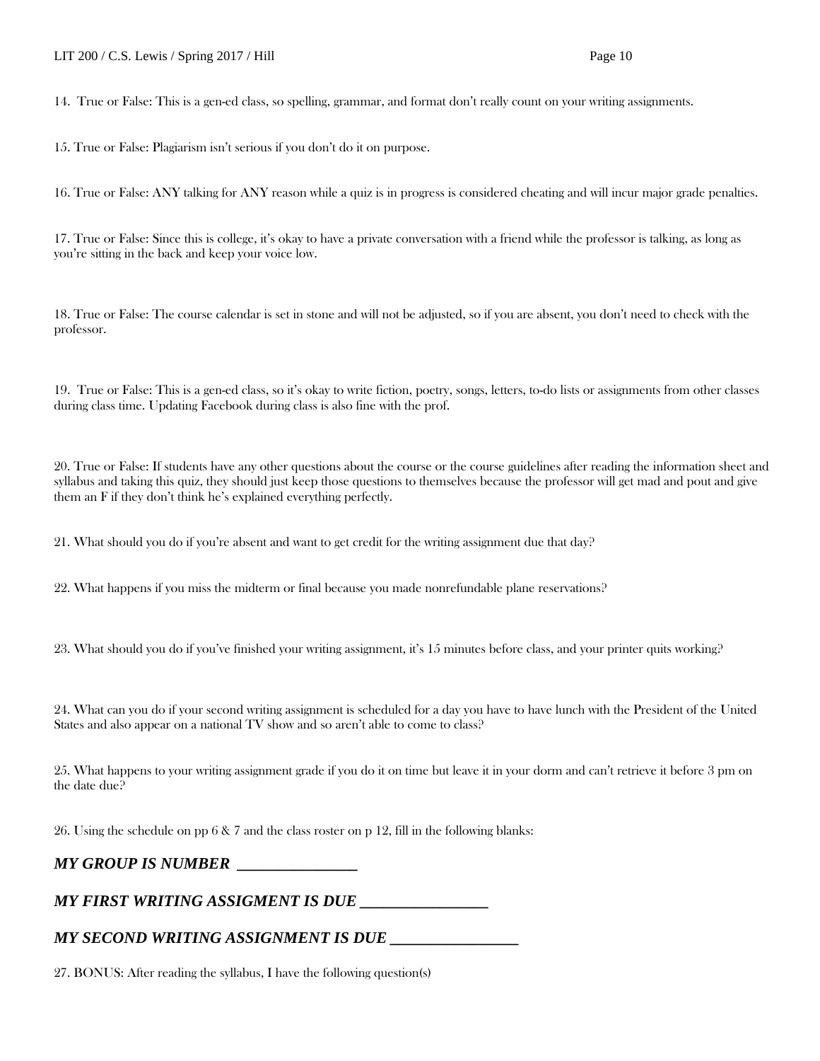14. True or False: This is a gen-ed class, so spelling, grammar, and format don't really count on your writing assignments.

15. True or False: Plagiarism isn't serious if you don't do it on purpose.

16. True or False: ANY talking for ANY reason while a quiz is in progress is considered cheating and will incur major grade penalties.

17. True or False: Since this is college, it's okay to have a private conversation with a friend while the professor is talking, as long as you're sitting in the back and keep your voice low.

18. True or False: The course calendar is set in stone and will not be adjusted, so if you are absent, you don't need to check with the professor.

19. True or False: This is a gen-ed class, so it's okay to write fiction, poetry, songs, letters, to-do lists or assignments from other classes during class time. Updating Facebook during class is also fine with the prof.

20. True or False: If students have any other questions about the course or the course guidelines after reading the information sheet and syllabus and taking this quiz, they should just keep those questions to themselves because the professor will get mad and pout and give them an F if they don't think he's explained everything perfectly.

21. What should you do if you're absent and want to get credit for the writing assignment due that day?

22. What happens if you miss the midterm or final because you made nonrefundable plane reservations?

23. What should you do if you've finished your writing assignment, it's 15 minutes before class, and your printer quits working?

24. What can you do if your second writing assignment is scheduled for a day you have to have lunch with the President of the United States and also appear on a national TV show and so aren't able to come to class?

25. What happens to your writing assignment grade if you do it on time but leave it in your dorm and can't retrieve it before 3 pm on the date due?

26. Using the schedule on pp 6 & 7 and the class roster on p 12, fill in the following blanks:

***MY GROUP IS NUMBER \_\_\_\_\_\_\_\_\_\_\_\_\_\_\_\_***

***MY FIRST WRITING ASSIGMENT IS DUE \_\_\_\_\_\_\_\_\_\_\_\_\_\_\_\_***

***MY SECOND WRITING ASSIGNMENT IS DUE \_\_\_\_\_\_\_\_\_\_\_\_\_\_\_\_***

27. BONUS: After reading the syllabus, I have the following question(s)